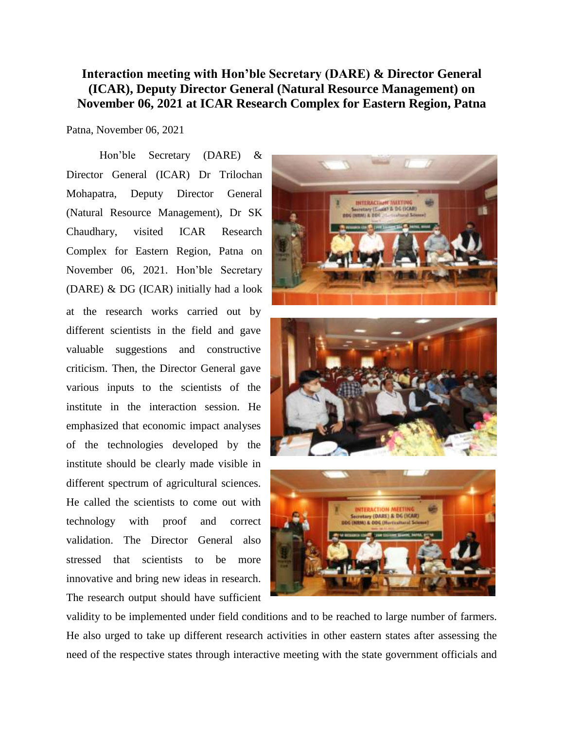# Interaction meeting with Hon'ble Secretary (DARE) & Director General (ICAR), Deputy Director General (Natural Resource Management) on November 06, 2021 at ICAR Research Complex for Eastern Region, Patna

Patna, November 06, 2021

Hon'ble Secretary (DARE) & Director General (ICAR) Dr Trilochan Mohapatra, Deputy Director General (Natural Resource Management), Dr SK Chaudhary, visited ICAR Research Complex for Eastern Region, Patna on November 06, 2021. Hon'ble Secretary (DARE) & DG (ICAR) initially had a look at the research works carried out by different scientists in the field and gave valuable suggestions and constructive criticism. Then, the Director General gave various inputs to the scientists of the institute in the interaction session. He emphasized that economic impact analyses of the technologies developed by the institute should be clearly made visible in different spectrum of agricultural sciences. He called the scientists to come out with technology with proof and correct validation. The Director General also stressed that scientists to be more innovative and bring new ideas in research. The research output should have sufficient validity to be implemented under field conditions and to be reached to large number of farmers. He also urged to take up different research activities in other eastern states after assessing the need of the respective states through interactive meeting with the state government officials and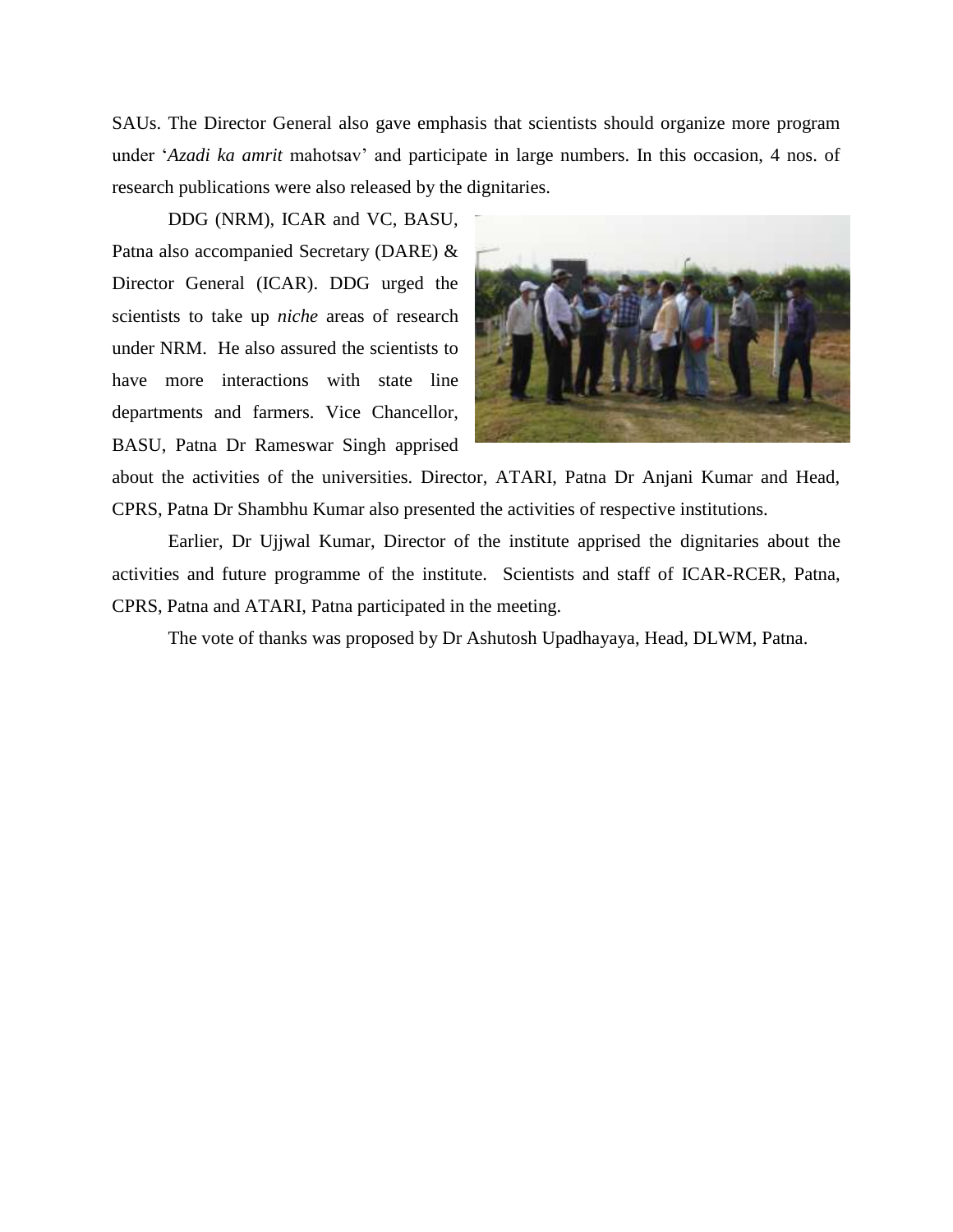SAUs. The Director General also gave emphasis that scientists should organize more program under '*Azadi ka amrit* mahotsav' and participate in large numbers. In this occasion, 4 nos. of research publications were also released by the dignitaries.

DDG (NRM), ICAR and VC, BASU, Patna also accompanied Secretary (DARE) & Director General (ICAR). DDG urged the scientists to take up *niche* areas of research under NRM. He also assured the scientists to have more interactions with state line departments and farmers. Vice Chancellor, BASU, Patna Dr Rameswar Singh apprised about the activities of the universities. Director, ATARI, Patna Dr Anjani Kumar and Head, CPRS, Patna Dr Shambhu Kumar also presented the activities of respective institutions.

Earlier, Dr Ujjwal Kumar, Director of the institute apprised the dignitaries about the activities and future programme of the institute. Scientists and staff of ICAR-RCER, Patna, CPRS, Patna and ATARI, Patna participated in the meeting.

The vote of thanks was proposed by Dr Ashutosh Upadhayaya, Head, DLWM, Patna.